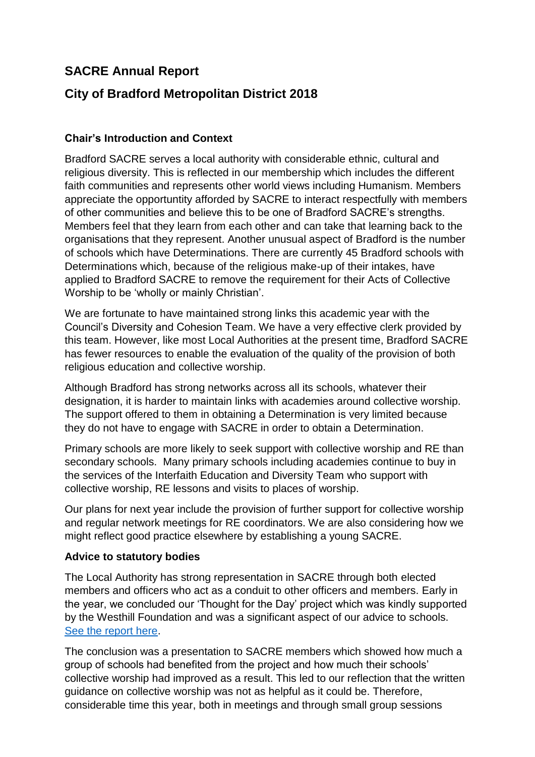# SACRE Annual Report

# City of Bradford Metropolitan District 2018

### Chair's Introduction and Context

Bradford SACRE serves a local authority with considerable ethnic, cultural and religious diversity. This is reflected in our membership which includes the different faith communities and represents other world views including Humanism. Members appreciate the opportuntity afforded by SACRE to interact respectfully with members of other communities and believe this to be one of Bradford SACRE's strengths. Members feel that they learn from each other and can take that learning back to the organisations that they represent. Another unusual aspect of Bradford is the number of schools which have Determinations. There are currently 45 Bradford schools with Determinations which, because of the religious make-up of their intakes, have applied to Bradford SACRE to remove the requirement for their Acts of Collective Worship to be 'wholly or mainly Christian'.

We are fortunate to have maintained strong links this academic year with the Council's Diversity and Cohesion Team. We have a very effective clerk provided by this team. However, like most Local Authorities at the present time, Bradford SACRE has fewer resources to enable the evaluation of the quality of the provision of both religious education and collective worship.

Although Bradford has strong networks across all its schools, whatever their designation, it is harder to maintain links with academies around collective worship. The support offered to them in obtaining a Determination is very limited because they do not have to engage with SACRE in order to obtain a Determination.

Primary schools are more likely to seek support with collective worship and RE than secondary schools. Many primary schools including academies continue to buy in the services of the Interfaith Education and Diversity Team who support with collective worship, RE lessons and visits to places of worship.

Our plans for next year include the provision of further support for collective worship and regular network meetings for RE coordinators. We are also considering how we might reflect good practice elsewhere by establishing a young SACRE.

### Advice to statutory bodies

The Local Authority has strong representation in SACRE through both elected members and officers who act as a conduit to other officers and members. Early in the year, we concluded our 'Thought for the Day' project which was kindly supported by the Westhill Foundation and was a significant aspect of our advice to schools. See the report here.

The conclusion was a presentation to SACRE members which showed how much a group of schools had benefited from the project and how much their schools' collective worship had improved as a result. This led to our reflection that the written guidance on collective worship was not as helpful as it could be. Therefore, considerable time this year, both in meetings and through small group sessions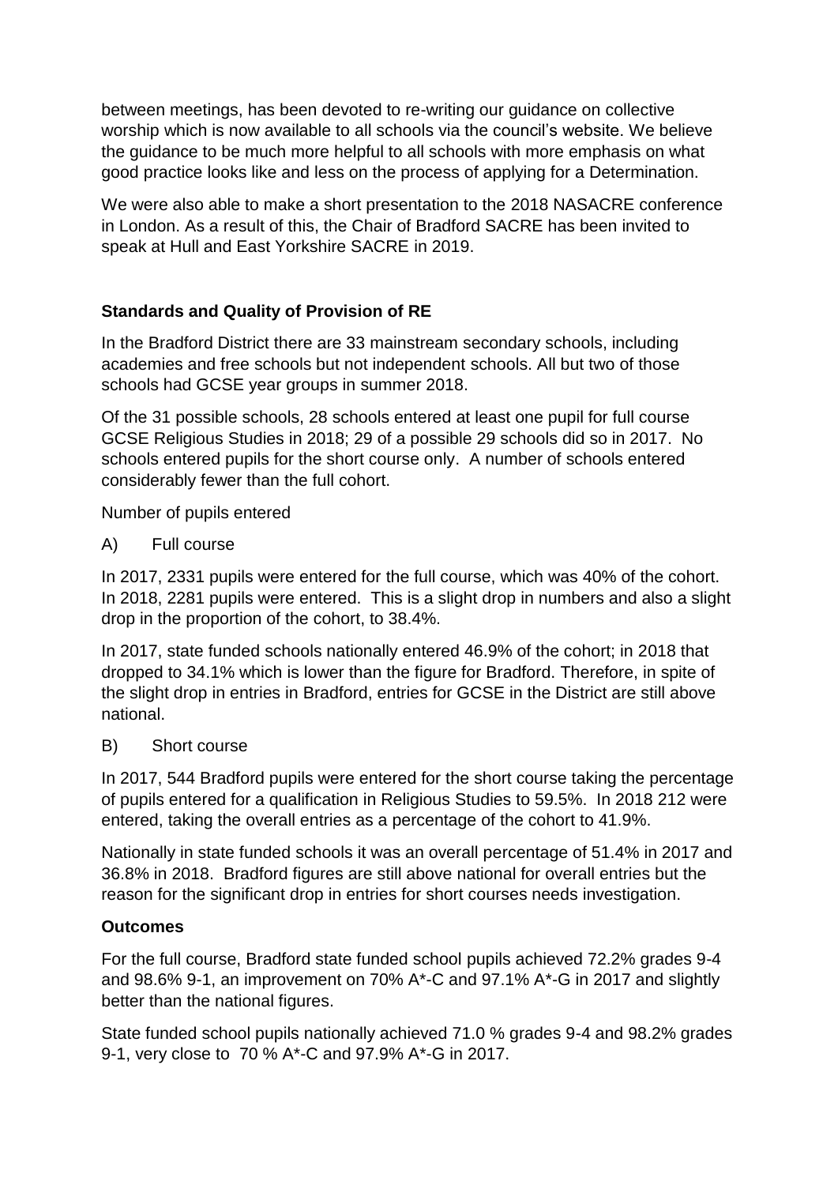between meetings, has been devoted to re-writing our guidance on collective worship which is now available to all schools via the council's website. We believe the guidance to be much more helpful to all schools with more emphasis on what good practice looks like and less on the process of applying for a Determination.

We were also able to make a short presentation to the 2018 NASACRE conference in London. As a result of this, the Chair of Bradford SACRE has been invited to speak at Hull and East Yorkshire SACRE in 2019.

**Standards and Quality of Provision of RE**

In the Bradford District there are 33 mainstream secondary schools, including academies and free schools but not independent schools. All but two of those schools had GCSE year groups in summer 2018.

Of the 31 possible schools, 28 schools entered at least one pupil for full course GCSE Religious Studies in 2018; 29 of a possible 29 schools did so in 2017. No schools entered pupils for the short course only. A number of schools entered considerably fewer than the full cohort.

Number of pupils entered

A) Full course

In 2017, 2331 pupils were entered for the full course, which was 40% of the cohort. In 2018, 2281 pupils were entered. This is a slight drop in numbers and also a slight drop in the proportion of the cohort, to 38.4%.

In 2017, state funded schools nationally entered 46.9% of the cohort; in 2018 that dropped to 34.1% which is lower than the figure for Bradford. Therefore, in spite of the slight drop in entries in Bradford, entries for GCSE in the District are still above national.

B) Short course

In 2017, 544 Bradford pupils were entered for the short course taking the percentage of pupils entered for a qualification in Religious Studies to 59.5%. In 2018 212 were entered, taking the overall entries as a percentage of the cohort to 41.9%.

Nationally in state funded schools it was an overall percentage of 51.4% in 2017 and 36.8% in 2018. Bradford figures are still above national for overall entries but the reason for the significant drop in entries for short courses needs investigation.

**Outcomes**

For the full course, Bradford state funded school pupils achieved 72.2% grades 9-4 and 98.6% 9-1, an improvement on 70% A*-C and 97.1% A*-G in 2017 and slightly better than the national figures.

State funded school pupils nationally achieved 71.0 % grades 9-4 and 98.2% grades 9-1, very close to 70 % A*-C and 97.9% A*-G in 2017.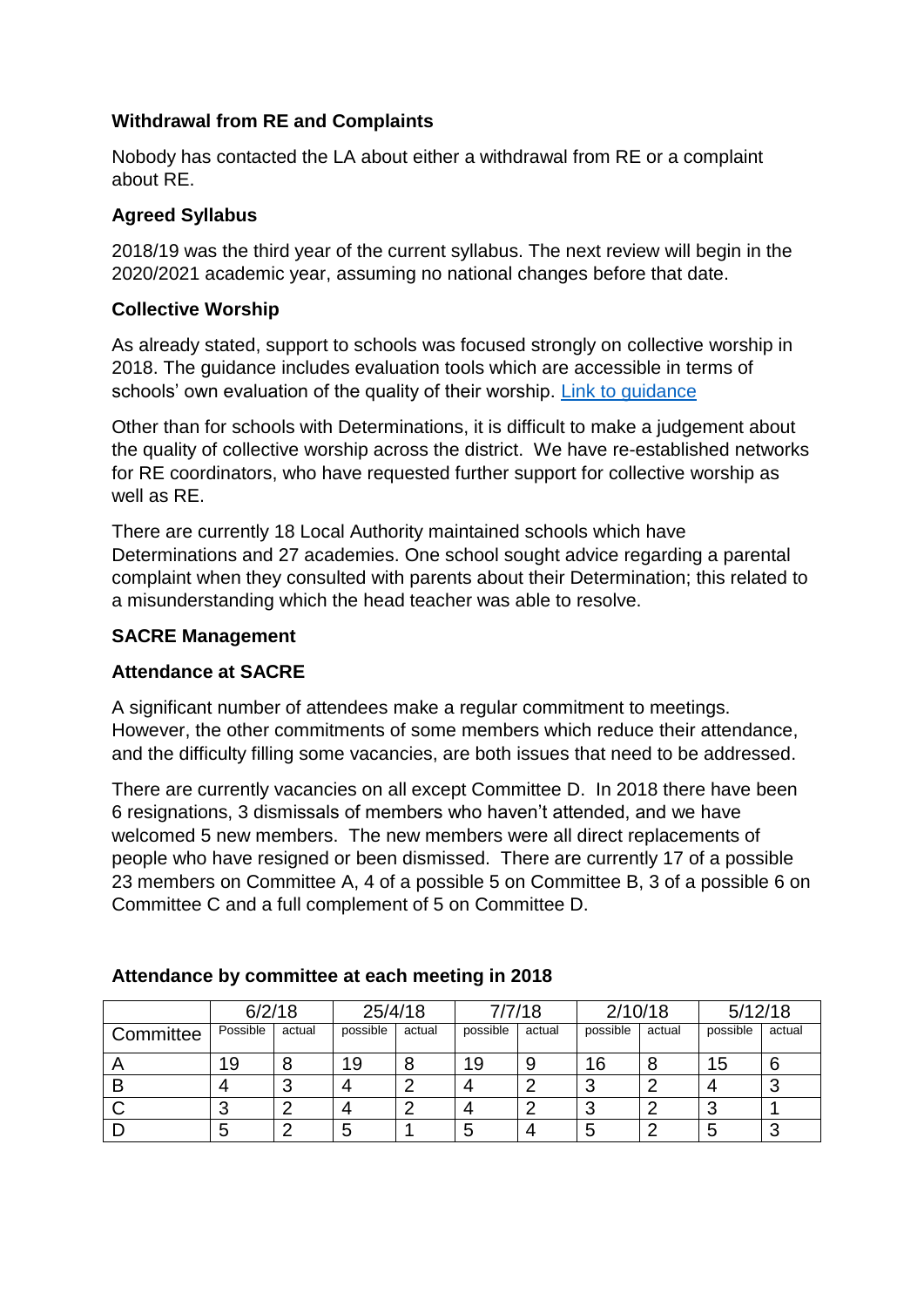**Withdrawal from RE and Complaints**

Nobody has contacted the LA about either a withdrawal from RE or a complaint about RE.

**Agreed Syllabus**

2018/19 was the third year of the current syllabus. The next review will begin in the 2020/2021 academic year, assuming no national changes before that date.

**Collective Worship**

As already stated, support to schools was focused strongly on collective worship in 2018. The guidance includes evaluation tools which are accessible in terms of schools' own evaluation of the quality of their worship. Link to guidance

Other than for schools with Determinations, it is difficult to make a judgement about the quality of collective worship across the district. We have re-established networks for RE coordinators, who have requested further support for collective worship as well as RE.

There are currently 18 Local Authority maintained schools which have Determinations and 27 academies. One school sought advice regarding a parental complaint when they consulted with parents about their Determination; this related to a misunderstanding which the head teacher was able to resolve.

**SACRE Management**

**Attendance at SACRE**

A significant number of attendees make a regular commitment to meetings. However, the other commitments of some members which reduce their attendance, and the difficulty filling some vacancies, are both issues that need to be addressed.

There are currently vacancies on all except Committee D. In 2018 there have been 6 resignations, 3 dismissals of members who haven't attended, and we have welcomed 5 new members. The new members were all direct replacements of people who have resigned or been dismissed. There are currently 17 of a possible 23 members on Committee A, 4 of a possible 5 on Committee B, 3 of a possible 6 on Committee C and a full complement of 5 on Committee D.

**Attendance by committee at each meeting in 2018**

| | 6/2/18 | | 25/4/18 | | 7/7/18 | | 2/10/18 | | 5/12/18 | |
|---|---|---|---|---|---|---|---|---|---|---|
| Committee | Possible | actual | possible | actual | possible | actual | possible | actual | possible | actual |
| A | 19 | 8 | 19 | 8 | 19 | 9 | 16 | 8 | 15 | 6 |
| B | 4 | 3 | 4 | 2 | 4 | 2 | 3 | 2 | 4 | 3 |
| C | 3 | 2 | 4 | 2 | 4 | 2 | 3 | 2 | 3 | 1 |
| D | 5 | 2 | 5 | 1 | 5 | 4 | 5 | 2 | 5 | 3 |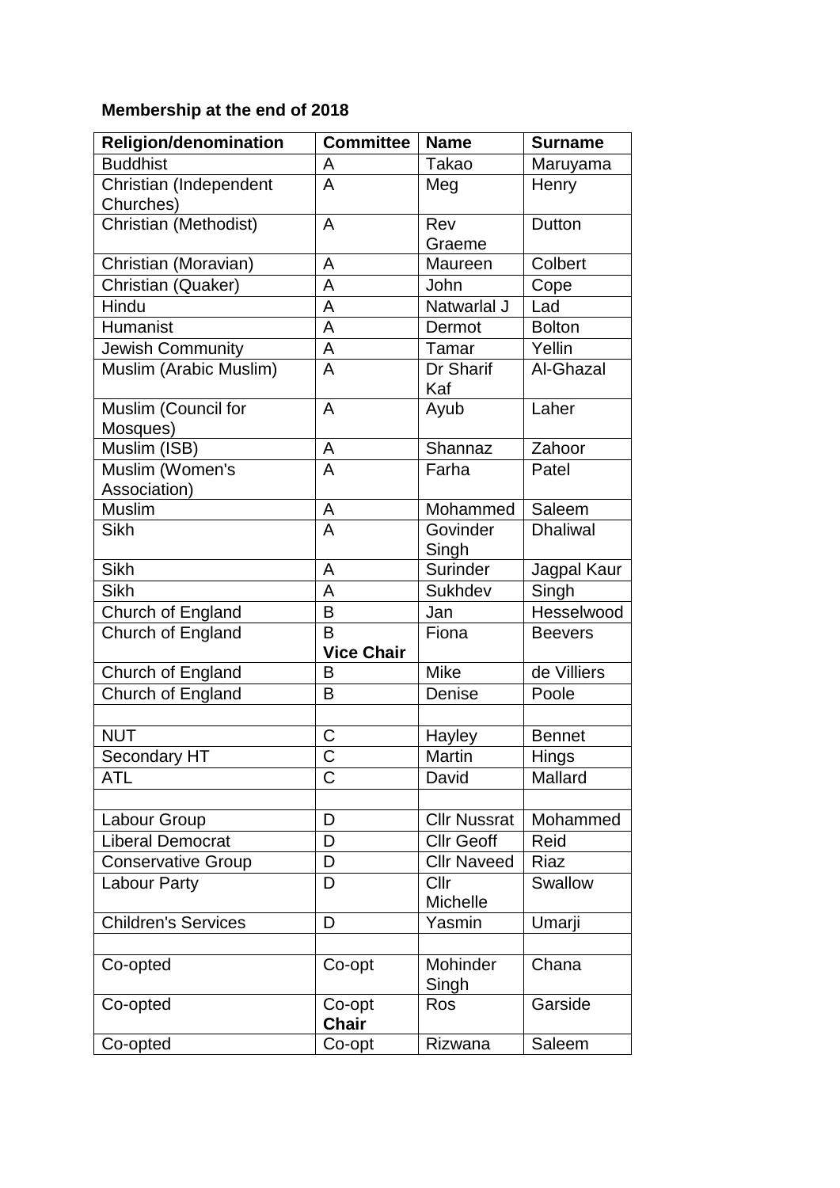**Membership at the end of 2018**

| Religion/denomination | Committee | Name | Surname |
|---|---|---|---|
| Buddhist | A | Takao | Maruyama |
| Christian (Independent Churches) | A | Meg | Henry |
| Christian (Methodist) | A | Rev Graeme | Dutton |
| Christian (Moravian) | A | Maureen | Colbert |
| Christian (Quaker) | A | John | Cope |
| Hindu | A | Natwarlal J | Lad |
| Humanist | A | Dermot | Bolton |
| Jewish Community | A | Tamar | Yellin |
| Muslim (Arabic Muslim) | A | Dr Sharif Kaf | Al-Ghazal |
| Muslim (Council for Mosques) | A | Ayub | Laher |
| Muslim (ISB) | A | Shannaz | Zahoor |
| Muslim (Women's Association) | A | Farha | Patel |
| Muslim | A | Mohammed | Saleem |
| Sikh | A | Govinder Singh | Dhaliwal |
| Sikh | A | Surinder | Jagpal Kaur |
| Sikh | A | Sukhdev | Singh |
| Church of England | B | Jan | Hesselwood |
| Church of England | B **Vice Chair** | Fiona | Beevers |
| Church of England | B | Mike | de Villiers |
| Church of England | B | Denise | Poole |
| | | | |
| NUT | C | Hayley | Bennet |
| Secondary HT | C | Martin | Hings |
| ATL | C | David | Mallard |
| | | | |
| Labour Group | D | Cllr Nussrat | Mohammed |
| Liberal Democrat | D | Cllr Geoff | Reid |
| Conservative Group | D | Cllr Naveed | Riaz |
| Labour Party | D | Cllr Michelle | Swallow |
| Children's Services | D | Yasmin | Umarji |
| | | | |
| Co-opted | Co-opt | Mohinder Singh | Chana |
| Co-opted | Co-opt **Chair** | Ros | Garside |
| Co-opted | Co-opt | Rizwana | Saleem |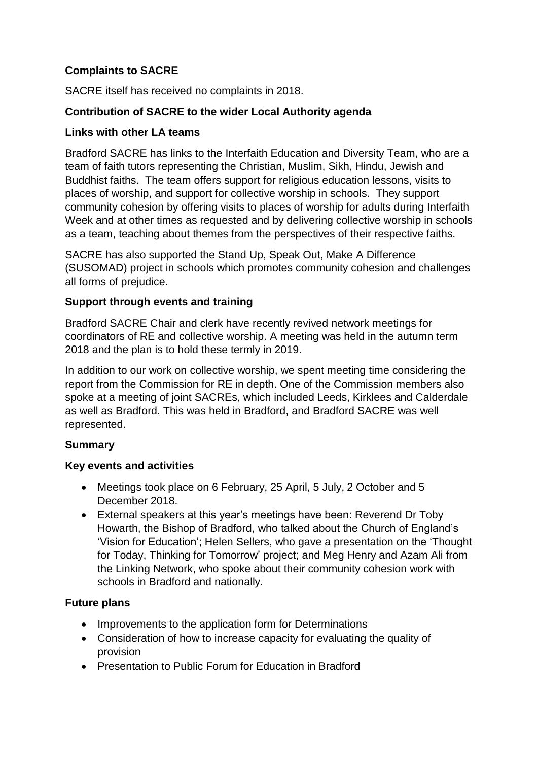**Complaints to SACRE**

SACRE itself has received no complaints in 2018.

**Contribution of SACRE to the wider Local Authority agenda**

**Links with other LA teams**

Bradford SACRE has links to the Interfaith Education and Diversity Team, who are a team of faith tutors representing the Christian, Muslim, Sikh, Hindu, Jewish and Buddhist faiths. The team offers support for religious education lessons, visits to places of worship, and support for collective worship in schools. They support community cohesion by offering visits to places of worship for adults during Interfaith Week and at other times as requested and by delivering collective worship in schools as a team, teaching about themes from the perspectives of their respective faiths.

SACRE has also supported the Stand Up, Speak Out, Make A Difference (SUSOMAD) project in schools which promotes community cohesion and challenges all forms of prejudice.

**Support through events and training**

Bradford SACRE Chair and clerk have recently revived network meetings for coordinators of RE and collective worship. A meeting was held in the autumn term 2018 and the plan is to hold these termly in 2019.

In addition to our work on collective worship, we spent meeting time considering the report from the Commission for RE in depth. One of the Commission members also spoke at a meeting of joint SACREs, which included Leeds, Kirklees and Calderdale as well as Bradford. This was held in Bradford, and Bradford SACRE was well represented.

**Summary**

**Key events and activities**

- Meetings took place on 6 February, 25 April, 5 July, 2 October and 5 December 2018.
- External speakers at this year's meetings have been: Reverend Dr Toby Howarth, the Bishop of Bradford, who talked about the Church of England's 'Vision for Education'; Helen Sellers, who gave a presentation on the 'Thought for Today, Thinking for Tomorrow' project; and Meg Henry and Azam Ali from the Linking Network, who spoke about their community cohesion work with schools in Bradford and nationally.

**Future plans**

- Improvements to the application form for Determinations
- Consideration of how to increase capacity for evaluating the quality of provision
- Presentation to Public Forum for Education in Bradford